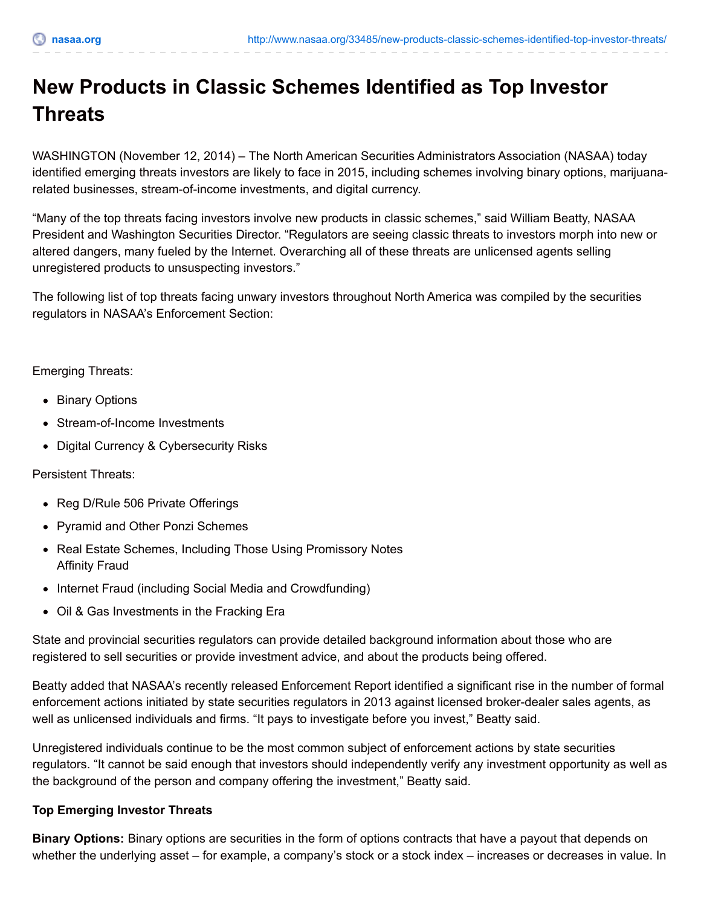# New Products in Classic Schemes Identified as Top Investor Threats

WASHINGTON (November 12, 2014) – The North American Securities Administrators Association (NASAA) today identified emerging threats investors are likely to face in 2015, including schemes involving binary options, marijuana-related businesses, stream-of-income investments, and digital currency.

“Many of the top threats facing investors involve new products in classic schemes,” said William Beatty, NASAA President and Washington Securities Director. “Regulators are seeing classic threats to investors morph into new or altered dangers, many fueled by the Internet. Overarching all of these threats are unlicensed agents selling unregistered products to unsuspecting investors.”

The following list of top threats facing unwary investors throughout North America was compiled by the securities regulators in NASAA’s Enforcement Section:

Emerging Threats:

- Binary Options
- Stream-of-Income Investments
- Digital Currency & Cybersecurity Risks

Persistent Threats:

- Reg D/Rule 506 Private Offerings
- Pyramid and Other Ponzi Schemes
- Real Estate Schemes, Including Those Using Promissory Notes
  Affinity Fraud
- Internet Fraud (including Social Media and Crowdfunding)
- Oil & Gas Investments in the Fracking Era

State and provincial securities regulators can provide detailed background information about those who are registered to sell securities or provide investment advice, and about the products being offered.

Beatty added that NASAA’s recently released Enforcement Report identified a significant rise in the number of formal enforcement actions initiated by state securities regulators in 2013 against licensed broker-dealer sales agents, as well as unlicensed individuals and firms. “It pays to investigate before you invest,” Beatty said.

Unregistered individuals continue to be the most common subject of enforcement actions by state securities regulators. “It cannot be said enough that investors should independently verify any investment opportunity as well as the background of the person and company offering the investment,” Beatty said.

**Top Emerging Investor Threats**

**Binary Options:** Binary options are securities in the form of options contracts that have a payout that depends on whether the underlying asset – for example, a company’s stock or a stock index – increases or decreases in value. In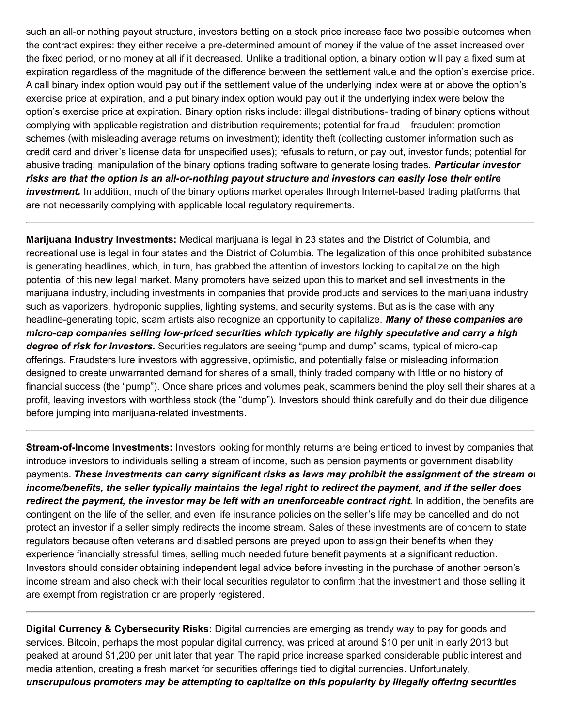such an all-or nothing payout structure, investors betting on a stock price increase face two possible outcomes when the contract expires: they either receive a pre-determined amount of money if the value of the asset increased over the fixed period, or no money at all if it decreased. Unlike a traditional option, a binary option will pay a fixed sum at expiration regardless of the magnitude of the difference between the settlement value and the option's exercise price. A call binary index option would pay out if the settlement value of the underlying index were at or above the option's exercise price at expiration, and a put binary index option would pay out if the underlying index were below the option's exercise price at expiration. Binary option risks include: illegal distributions- trading of binary options without complying with applicable registration and distribution requirements; potential for fraud – fraudulent promotion schemes (with misleading average returns on investment); identity theft (collecting customer information such as credit card and driver's license data for unspecified uses); refusals to return, or pay out, investor funds; potential for abusive trading: manipulation of the binary options trading software to generate losing trades. ***Particular investor risks are that the option is an all-or-nothing payout structure and investors can easily lose their entire investment.*** In addition, much of the binary options market operates through Internet-based trading platforms that are not necessarily complying with applicable local regulatory requirements.

---

**Marijuana Industry Investments:** Medical marijuana is legal in 23 states and the District of Columbia, and recreational use is legal in four states and the District of Columbia. The legalization of this once prohibited substance is generating headlines, which, in turn, has grabbed the attention of investors looking to capitalize on the high potential of this new legal market. Many promoters have seized upon this to market and sell investments in the marijuana industry, including investments in companies that provide products and services to the marijuana industry such as vaporizers, hydroponic supplies, lighting systems, and security systems. But as is the case with any headline-generating topic, scam artists also recognize an opportunity to capitalize. ***Many of these companies are micro-cap companies selling low-priced securities which typically are highly speculative and carry a high degree of risk for investors.*** Securities regulators are seeing "pump and dump" scams, typical of micro-cap offerings. Fraudsters lure investors with aggressive, optimistic, and potentially false or misleading information designed to create unwarranted demand for shares of a small, thinly traded company with little or no history of financial success (the "pump"). Once share prices and volumes peak, scammers behind the ploy sell their shares at a profit, leaving investors with worthless stock (the "dump"). Investors should think carefully and do their due diligence before jumping into marijuana-related investments.

---

**Stream-of-Income Investments:** Investors looking for monthly returns are being enticed to invest by companies that introduce investors to individuals selling a stream of income, such as pension payments or government disability payments. ***These investments can carry significant risks as laws may prohibit the assignment of the stream of income/benefits, the seller typically maintains the legal right to redirect the payment, and if the seller does redirect the payment, the investor may be left with an unenforceable contract right.*** In addition, the benefits are contingent on the life of the seller, and even life insurance policies on the seller's life may be cancelled and do not protect an investor if a seller simply redirects the income stream. Sales of these investments are of concern to state regulators because often veterans and disabled persons are preyed upon to assign their benefits when they experience financially stressful times, selling much needed future benefit payments at a significant reduction. Investors should consider obtaining independent legal advice before investing in the purchase of another person's income stream and also check with their local securities regulator to confirm that the investment and those selling it are exempt from registration or are properly registered.

---

**Digital Currency & Cybersecurity Risks:** Digital currencies are emerging as trendy way to pay for goods and services. Bitcoin, perhaps the most popular digital currency, was priced at around $10 per unit in early 2013 but peaked at around $1,200 per unit later that year. The rapid price increase sparked considerable public interest and media attention, creating a fresh market for securities offerings tied to digital currencies. Unfortunately, ***unscrupulous promoters may be attempting to capitalize on this popularity by illegally offering securities***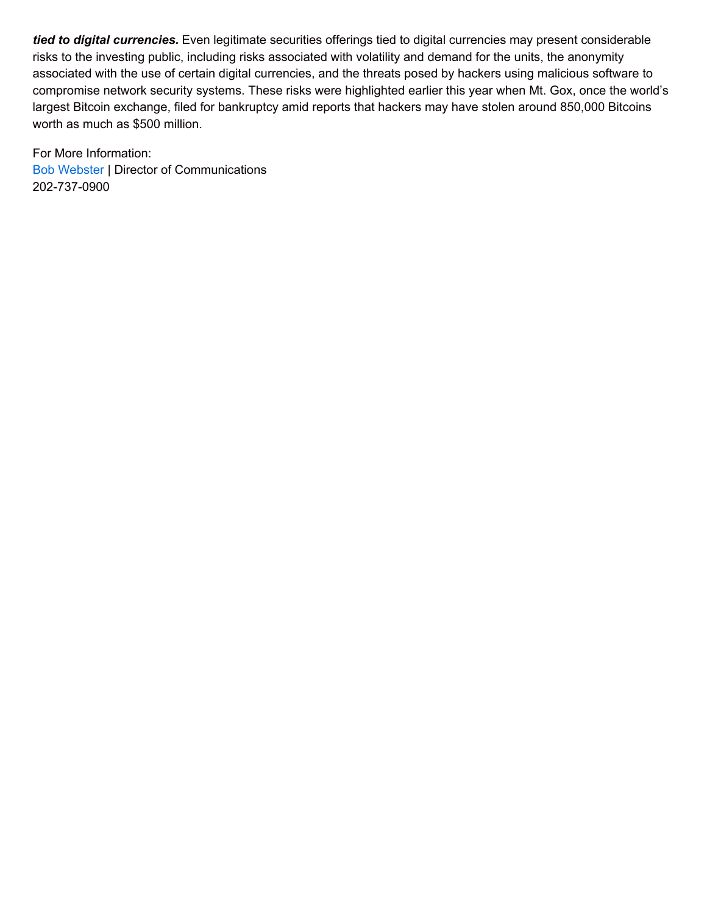***tied to digital currencies.*** Even legitimate securities offerings tied to digital currencies may present considerable risks to the investing public, including risks associated with volatility and demand for the units, the anonymity associated with the use of certain digital currencies, and the threats posed by hackers using malicious software to compromise network security systems. These risks were highlighted earlier this year when Mt. Gox, once the world's largest Bitcoin exchange, filed for bankruptcy amid reports that hackers may have stolen around 850,000 Bitcoins worth as much as $500 million.

For More Information:
Bob Webster | Director of Communications
202-737-0900